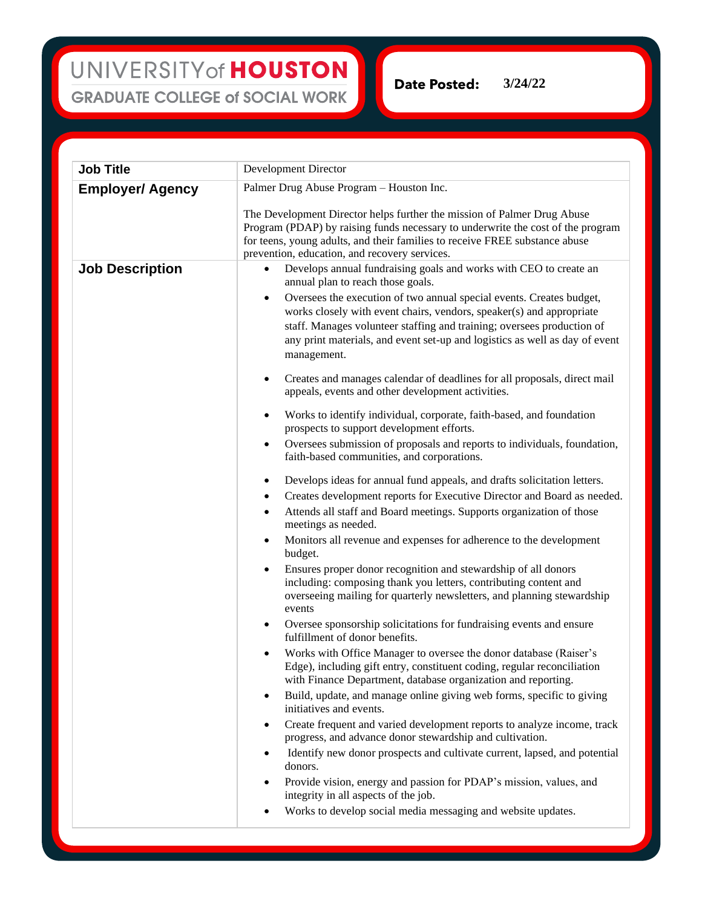UNIVERSITY of HOUSTON

GRADUATE COLLEGE of SOCIAL WORK

**Date Posted:** 3/24/22

| | |
|---|---|
| **Job Title** | Development Director |
| **Employer/ Agency** | Palmer Drug Abuse Program – Houston Inc.<br><br>The Development Director helps further the mission of Palmer Drug Abuse Program (PDAP) by raising funds necessary to underwrite the cost of the program for teens, young adults, and their families to receive FREE substance abuse prevention, education, and recovery services. |
| **Job Description** | • Develops annual fundraising goals and works with CEO to create an annual plan to reach those goals.<br>• Oversees the execution of two annual special events. Creates budget, works closely with event chairs, vendors, speaker(s) and appropriate staff. Manages volunteer staffing and training; oversees production of any print materials, and event set-up and logistics as well as day of event management.<br>• Creates and manages calendar of deadlines for all proposals, direct mail appeals, events and other development activities.<br>• Works to identify individual, corporate, faith-based, and foundation prospects to support development efforts.<br>• Oversees submission of proposals and reports to individuals, foundation, faith-based communities, and corporations.<br>• Develops ideas for annual fund appeals, and drafts solicitation letters.<br>• Creates development reports for Executive Director and Board as needed.<br>• Attends all staff and Board meetings. Supports organization of those meetings as needed.<br>• Monitors all revenue and expenses for adherence to the development budget.<br>• Ensures proper donor recognition and stewardship of all donors including: composing thank you letters, contributing content and overseeing mailing for quarterly newsletters, and planning stewardship events<br>• Oversee sponsorship solicitations for fundraising events and ensure fulfillment of donor benefits.<br>• Works with Office Manager to oversee the donor database (Raiser's Edge), including gift entry, constituent coding, regular reconciliation with Finance Department, database organization and reporting.<br>• Build, update, and manage online giving web forms, specific to giving initiatives and events.<br>• Create frequent and varied development reports to analyze income, track progress, and advance donor stewardship and cultivation.<br>• Identify new donor prospects and cultivate current, lapsed, and potential donors.<br>• Provide vision, energy and passion for PDAP's mission, values, and integrity in all aspects of the job.<br>• Works to develop social media messaging and website updates. |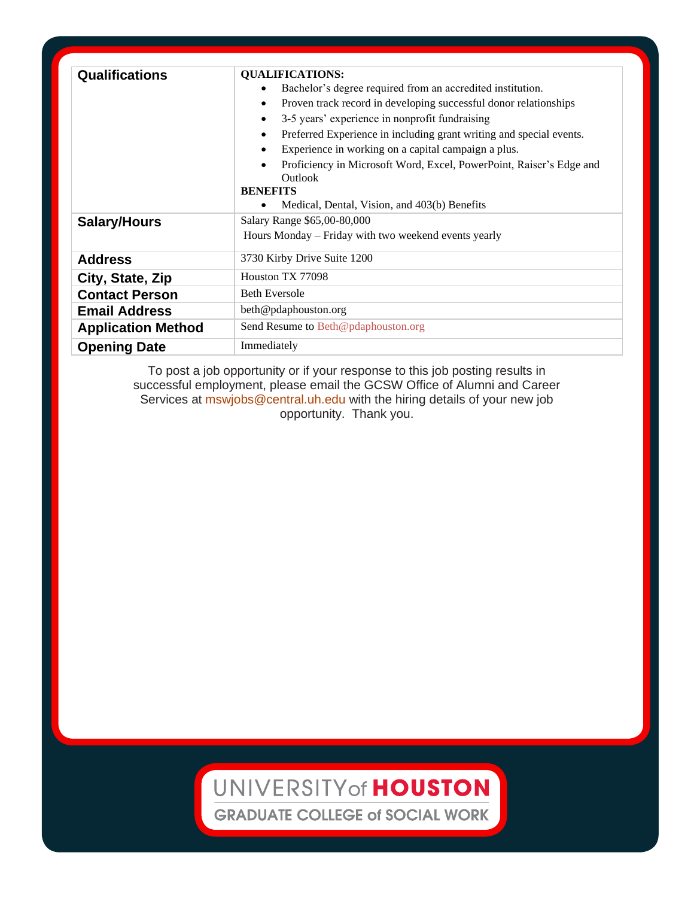| | |
|---|---|
| **Qualifications** | **QUALIFICATIONS:**<br>• Bachelor's degree required from an accredited institution.<br>• Proven track record in developing successful donor relationships<br>• 3-5 years' experience in nonprofit fundraising<br>• Preferred Experience in including grant writing and special events.<br>• Experience in working on a capital campaign a plus.<br>• Proficiency in Microsoft Word, Excel, PowerPoint, Raiser's Edge and Outlook<br>**BENEFITS**<br>• Medical, Dental, Vision, and 403(b) Benefits |
| **Salary/Hours** | Salary Range $65,00-80,000<br>Hours Monday – Friday with two weekend events yearly |
| **Address** | 3730 Kirby Drive Suite 1200 |
| **City, State, Zip** | Houston TX 77098 |
| **Contact Person** | Beth Eversole |
| **Email Address** | beth@pdaphouston.org |
| **Application Method** | Send Resume to Beth@pdaphouston.org |
| **Opening Date** | Immediately |

To post a job opportunity or if your response to this job posting results in successful employment, please email the GCSW Office of Alumni and Career Services at mswjobs@central.uh.edu with the hiring details of your new job opportunity. Thank you.

UNIVERSITY of HOUSTON
GRADUATE COLLEGE of SOCIAL WORK